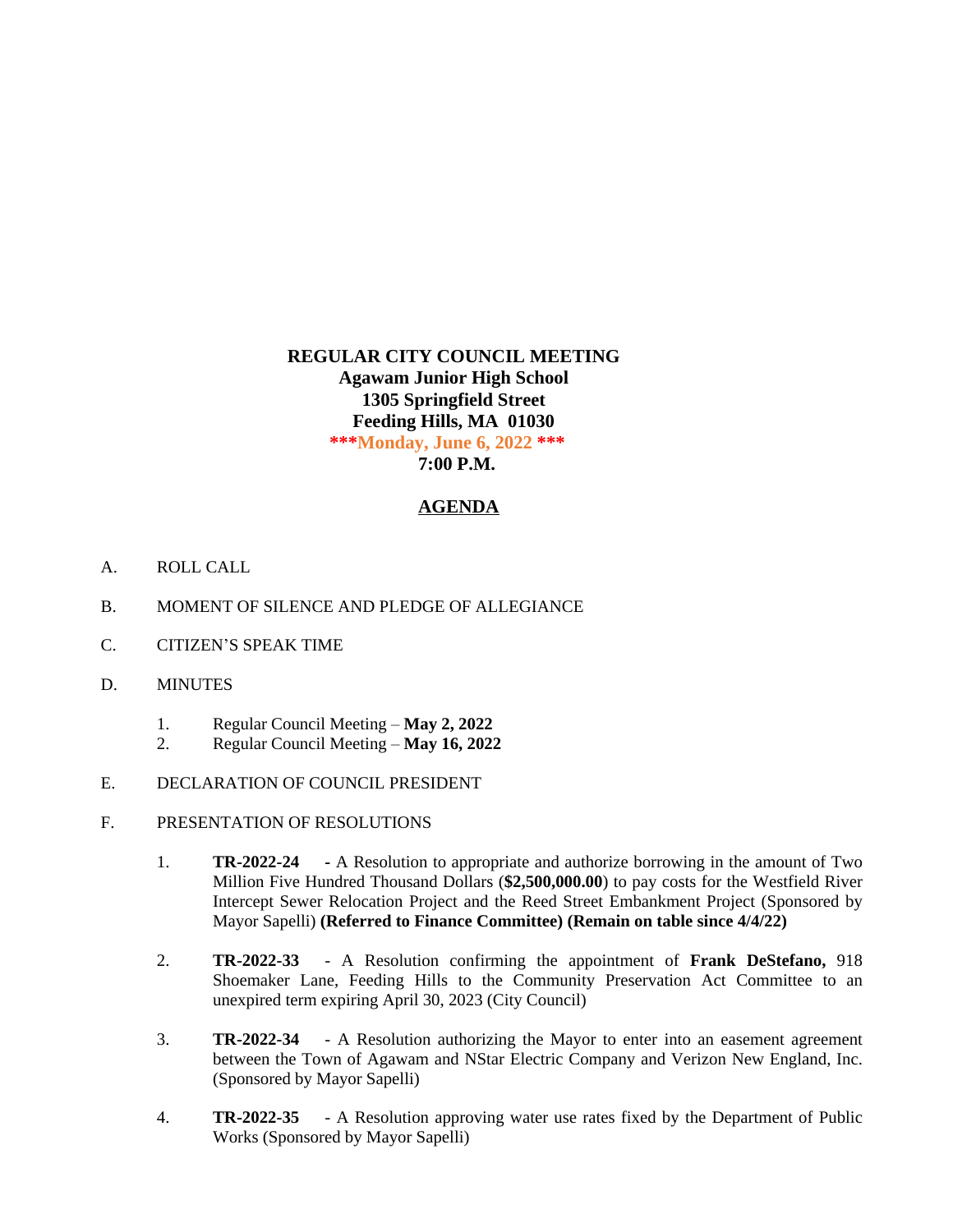**REGULAR CITY COUNCIL MEETING**
**Agawam Junior High School**
**1305 Springfield Street**
**Feeding Hills, MA 01030**
**\*\*\*Monday, June 6, 2022 \*\*\***
**7:00 P.M.**

**AGENDA**

A. ROLL CALL

B. MOMENT OF SILENCE AND PLEDGE OF ALLEGIANCE

C. CITIZEN'S SPEAK TIME

D. MINUTES

1. Regular Council Meeting – **May 2, 2022**
2. Regular Council Meeting – **May 16, 2022**

E. DECLARATION OF COUNCIL PRESIDENT

F. PRESENTATION OF RESOLUTIONS

1. **TR-2022-24 -** A Resolution to appropriate and authorize borrowing in the amount of Two Million Five Hundred Thousand Dollars (**$2,500,000.00**) to pay costs for the Westfield River Intercept Sewer Relocation Project and the Reed Street Embankment Project (Sponsored by Mayor Sapelli) **(Referred to Finance Committee) (Remain on table since 4/4/22)**

2. **TR-2022-33** - A Resolution confirming the appointment of **Frank DeStefano,** 918 Shoemaker Lane, Feeding Hills to the Community Preservation Act Committee to an unexpired term expiring April 30, 2023 (City Council)

3. **TR-2022-34** - A Resolution authorizing the Mayor to enter into an easement agreement between the Town of Agawam and NStar Electric Company and Verizon New England, Inc. (Sponsored by Mayor Sapelli)

4. **TR-2022-35** - A Resolution approving water use rates fixed by the Department of Public Works (Sponsored by Mayor Sapelli)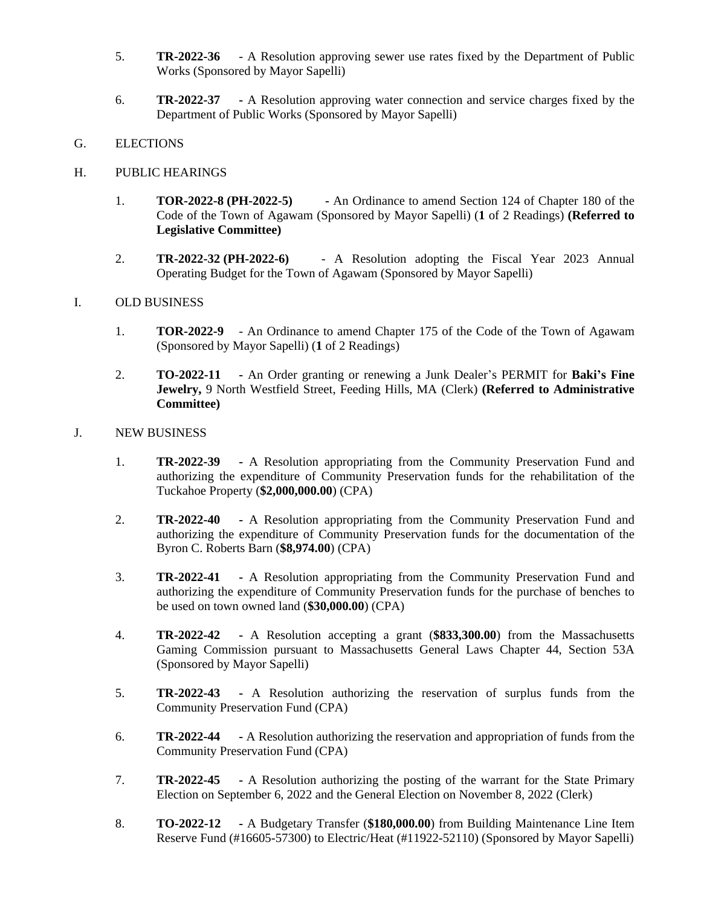5. **TR-2022-36** - A Resolution approving sewer use rates fixed by the Department of Public Works (Sponsored by Mayor Sapelli)

6. **TR-2022-37** - A Resolution approving water connection and service charges fixed by the Department of Public Works (Sponsored by Mayor Sapelli)

G. ELECTIONS

H. PUBLIC HEARINGS

1. **TOR-2022-8 (PH-2022-5)** - An Ordinance to amend Section 124 of Chapter 180 of the Code of the Town of Agawam (Sponsored by Mayor Sapelli) (**1** of 2 Readings) **(Referred to Legislative Committee)**

2. **TR-2022-32 (PH-2022-6)** - A Resolution adopting the Fiscal Year 2023 Annual Operating Budget for the Town of Agawam (Sponsored by Mayor Sapelli)

I. OLD BUSINESS

1. **TOR-2022-9** - An Ordinance to amend Chapter 175 of the Code of the Town of Agawam (Sponsored by Mayor Sapelli) (**1** of 2 Readings)

2. **TO-2022-11** - An Order granting or renewing a Junk Dealer's PERMIT for **Baki's Fine Jewelry,** 9 North Westfield Street, Feeding Hills, MA (Clerk) **(Referred to Administrative Committee)**

J. NEW BUSINESS

1. **TR-2022-39** - A Resolution appropriating from the Community Preservation Fund and authorizing the expenditure of Community Preservation funds for the rehabilitation of the Tuckahoe Property (**$2,000,000.00**) (CPA)

2. **TR-2022-40** - A Resolution appropriating from the Community Preservation Fund and authorizing the expenditure of Community Preservation funds for the documentation of the Byron C. Roberts Barn (**$8,974.00**) (CPA)

3. **TR-2022-41** - A Resolution appropriating from the Community Preservation Fund and authorizing the expenditure of Community Preservation funds for the purchase of benches to be used on town owned land (**$30,000.00**) (CPA)

4. **TR-2022-42** - A Resolution accepting a grant (**$833,300.00**) from the Massachusetts Gaming Commission pursuant to Massachusetts General Laws Chapter 44, Section 53A (Sponsored by Mayor Sapelli)

5. **TR-2022-43** - A Resolution authorizing the reservation of surplus funds from the Community Preservation Fund (CPA)

6. **TR-2022-44** - A Resolution authorizing the reservation and appropriation of funds from the Community Preservation Fund (CPA)

7. **TR-2022-45** - A Resolution authorizing the posting of the warrant for the State Primary Election on September 6, 2022 and the General Election on November 8, 2022 (Clerk)

8. **TO-2022-12** - A Budgetary Transfer (**$180,000.00**) from Building Maintenance Line Item Reserve Fund (#16605-57300) to Electric/Heat (#11922-52110) (Sponsored by Mayor Sapelli)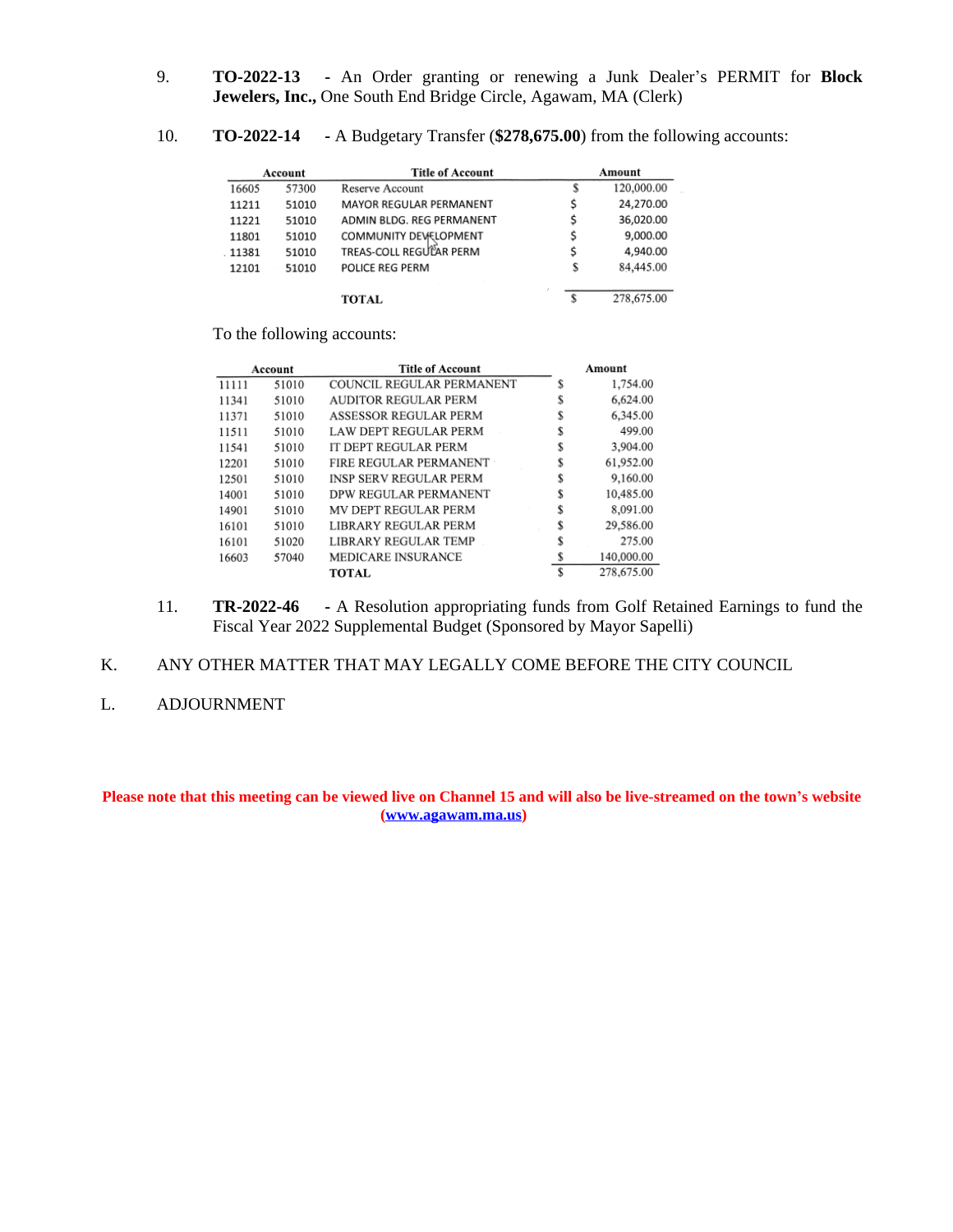9. **TO-2022-13** - An Order granting or renewing a Junk Dealer's PERMIT for **Block Jewelers, Inc.,** One South End Bridge Circle, Agawam, MA (Clerk)

10. **TO-2022-14** - A Budgetary Transfer (**$278,675.00**) from the following accounts:

| Account | | Title of Account | | Amount |
|---|---|---|---|---|
| 16605 | 57300 | Reserve Account | $ | 120,000.00 |
| 11211 | 51010 | MAYOR REGULAR PERMANENT | $ | 24,270.00 |
| 11221 | 51010 | ADMIN BLDG. REG PERMANENT | $ | 36,020.00 |
| 11801 | 51010 | COMMUNITY DEVELOPMENT | $ | 9,000.00 |
| 11381 | 51010 | TREAS-COLL REGULAR PERM | $ | 4,940.00 |
| 12101 | 51010 | POLICE REG PERM | $ | 84,445.00 |
| | | **TOTAL** | $ | 278,675.00 |

To the following accounts:

| Account | | Title of Account | | Amount |
|---|---|---|---|---|
| 11111 | 51010 | COUNCIL REGULAR PERMANENT | $ | 1,754.00 |
| 11341 | 51010 | AUDITOR REGULAR PERM | $ | 6,624.00 |
| 11371 | 51010 | ASSESSOR REGULAR PERM | $ | 6,345.00 |
| 11511 | 51010 | LAW DEPT REGULAR PERM | $ | 499.00 |
| 11541 | 51010 | IT DEPT REGULAR PERM | $ | 3,904.00 |
| 12201 | 51010 | FIRE REGULAR PERMANENT | $ | 61,952.00 |
| 12501 | 51010 | INSP SERV REGULAR PERM | $ | 9,160.00 |
| 14001 | 51010 | DPW REGULAR PERMANENT | $ | 10,485.00 |
| 14901 | 51010 | MV DEPT REGULAR PERM | $ | 8,091.00 |
| 16101 | 51010 | LIBRARY REGULAR PERM | $ | 29,586.00 |
| 16101 | 51020 | LIBRARY REGULAR TEMP | $ | 275.00 |
| 16603 | 57040 | MEDICARE INSURANCE | $ | 140,000.00 |
| | | **TOTAL** | $ | 278,675.00 |

11. **TR-2022-46** - A Resolution appropriating funds from Golf Retained Earnings to fund the Fiscal Year 2022 Supplemental Budget (Sponsored by Mayor Sapelli)

K. ANY OTHER MATTER THAT MAY LEGALLY COME BEFORE THE CITY COUNCIL

L. ADJOURNMENT

**Please note that this meeting can be viewed live on Channel 15 and will also be live-streamed on the town's website (www.agawam.ma.us)**